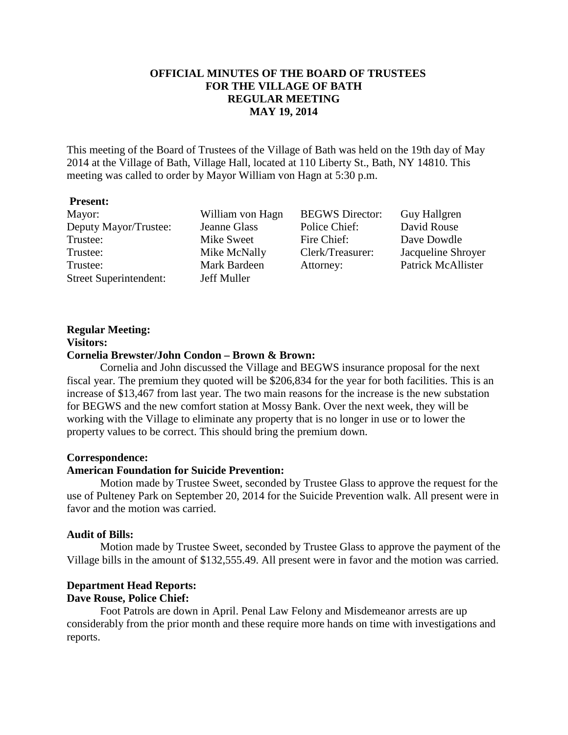# OFFICIAL MINUTES OF THE BOARD OF TRUSTEES FOR THE VILLAGE OF BATH REGULAR MEETING MAY 19, 2014

This meeting of the Board of Trustees of the Village of Bath was held on the 19th day of May 2014 at the Village of Bath, Village Hall, located at 110 Liberty St., Bath, NY 14810. This meeting was called to order by Mayor William von Hagn at 5:30 p.m.

**Present:**

| | | | |
|---|---|---|---|
| Mayor: | William von Hagn | BEGWS Director: | Guy Hallgren |
| Deputy Mayor/Trustee: | Jeanne Glass | Police Chief: | David Rouse |
| Trustee: | Mike Sweet | Fire Chief: | Dave Dowdle |
| Trustee: | Mike McNally | Clerk/Treasurer: | Jacqueline Shroyer |
| Trustee: | Mark Bardeen | Attorney: | Patrick McAllister |
| Street Superintendent: | Jeff Muller | | |

**Regular Meeting:**

**Visitors:**

**Cornelia Brewster/John Condon – Brown & Brown:**

Cornelia and John discussed the Village and BEGWS insurance proposal for the next fiscal year. The premium they quoted will be $206,834 for the year for both facilities. This is an increase of $13,467 from last year. The two main reasons for the increase is the new substation for BEGWS and the new comfort station at Mossy Bank. Over the next week, they will be working with the Village to eliminate any property that is no longer in use or to lower the property values to be correct. This should bring the premium down.

**Correspondence:**

**American Foundation for Suicide Prevention:**

Motion made by Trustee Sweet, seconded by Trustee Glass to approve the request for the use of Pulteney Park on September 20, 2014 for the Suicide Prevention walk. All present were in favor and the motion was carried.

**Audit of Bills:**

Motion made by Trustee Sweet, seconded by Trustee Glass to approve the payment of the Village bills in the amount of $132,555.49. All present were in favor and the motion was carried.

**Department Head Reports:**

**Dave Rouse, Police Chief:**

Foot Patrols are down in April. Penal Law Felony and Misdemeanor arrests are up considerably from the prior month and these require more hands on time with investigations and reports.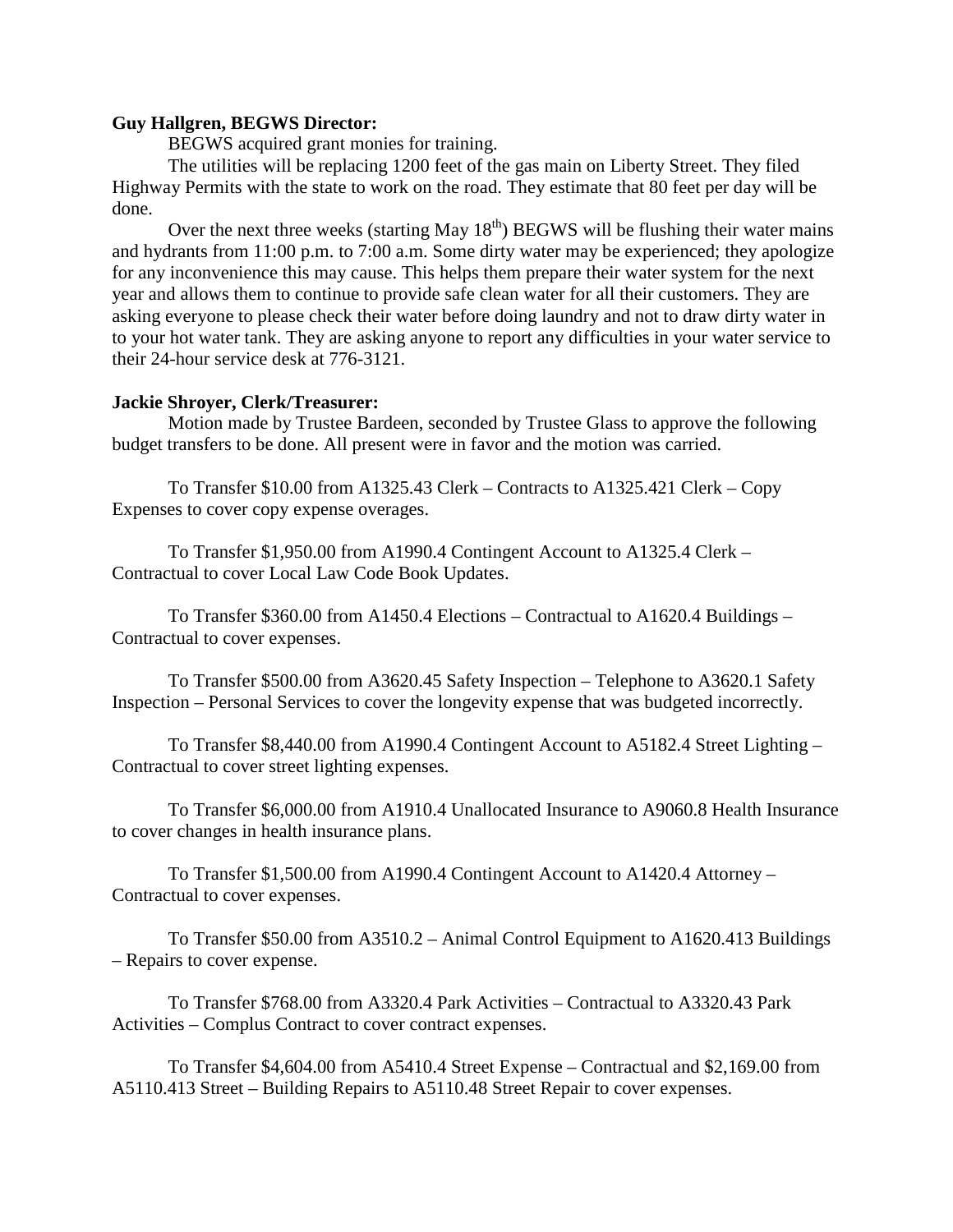**Guy Hallgren, BEGWS Director:**

BEGWS acquired grant monies for training.

The utilities will be replacing 1200 feet of the gas main on Liberty Street. They filed Highway Permits with the state to work on the road. They estimate that 80 feet per day will be done.

Over the next three weeks (starting May 18th) BEGWS will be flushing their water mains and hydrants from 11:00 p.m. to 7:00 a.m. Some dirty water may be experienced; they apologize for any inconvenience this may cause. This helps them prepare their water system for the next year and allows them to continue to provide safe clean water for all their customers. They are asking everyone to please check their water before doing laundry and not to draw dirty water in to your hot water tank. They are asking anyone to report any difficulties in your water service to their 24-hour service desk at 776-3121.

**Jackie Shroyer, Clerk/Treasurer:**

Motion made by Trustee Bardeen, seconded by Trustee Glass to approve the following budget transfers to be done. All present were in favor and the motion was carried.

To Transfer $10.00 from A1325.43 Clerk – Contracts to A1325.421 Clerk – Copy Expenses to cover copy expense overages.

To Transfer $1,950.00 from A1990.4 Contingent Account to A1325.4 Clerk – Contractual to cover Local Law Code Book Updates.

To Transfer $360.00 from A1450.4 Elections – Contractual to A1620.4 Buildings – Contractual to cover expenses.

To Transfer $500.00 from A3620.45 Safety Inspection – Telephone to A3620.1 Safety Inspection – Personal Services to cover the longevity expense that was budgeted incorrectly.

To Transfer $8,440.00 from A1990.4 Contingent Account to A5182.4 Street Lighting – Contractual to cover street lighting expenses.

To Transfer $6,000.00 from A1910.4 Unallocated Insurance to A9060.8 Health Insurance to cover changes in health insurance plans.

To Transfer $1,500.00 from A1990.4 Contingent Account to A1420.4 Attorney – Contractual to cover expenses.

To Transfer $50.00 from A3510.2 – Animal Control Equipment to A1620.413 Buildings – Repairs to cover expense.

To Transfer $768.00 from A3320.4 Park Activities – Contractual to A3320.43 Park Activities – Complus Contract to cover contract expenses.

To Transfer $4,604.00 from A5410.4 Street Expense – Contractual and $2,169.00 from A5110.413 Street – Building Repairs to A5110.48 Street Repair to cover expenses.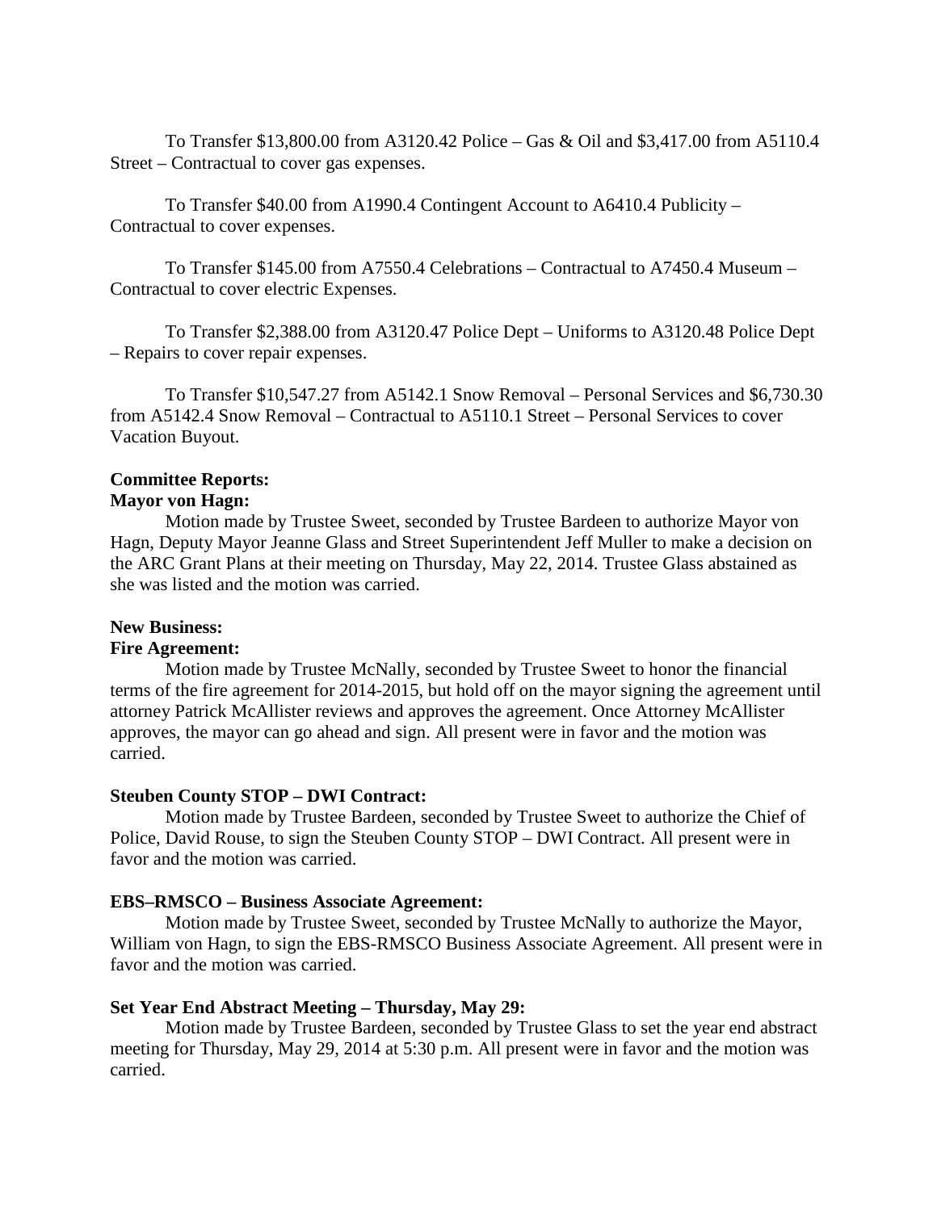To Transfer $13,800.00 from A3120.42 Police – Gas & Oil and $3,417.00 from A5110.4 Street – Contractual to cover gas expenses.

To Transfer $40.00 from A1990.4 Contingent Account to A6410.4 Publicity – Contractual to cover expenses.

To Transfer $145.00 from A7550.4 Celebrations – Contractual to A7450.4 Museum – Contractual to cover electric Expenses.

To Transfer $2,388.00 from A3120.47 Police Dept – Uniforms to A3120.48 Police Dept – Repairs to cover repair expenses.

To Transfer $10,547.27 from A5142.1 Snow Removal – Personal Services and $6,730.30 from A5142.4 Snow Removal – Contractual to A5110.1 Street – Personal Services to cover Vacation Buyout.

**Committee Reports:**

**Mayor von Hagn:**

Motion made by Trustee Sweet, seconded by Trustee Bardeen to authorize Mayor von Hagn, Deputy Mayor Jeanne Glass and Street Superintendent Jeff Muller to make a decision on the ARC Grant Plans at their meeting on Thursday, May 22, 2014. Trustee Glass abstained as she was listed and the motion was carried.

**New Business:**

**Fire Agreement:**

Motion made by Trustee McNally, seconded by Trustee Sweet to honor the financial terms of the fire agreement for 2014-2015, but hold off on the mayor signing the agreement until attorney Patrick McAllister reviews and approves the agreement. Once Attorney McAllister approves, the mayor can go ahead and sign. All present were in favor and the motion was carried.

**Steuben County STOP – DWI Contract:**

Motion made by Trustee Bardeen, seconded by Trustee Sweet to authorize the Chief of Police, David Rouse, to sign the Steuben County STOP – DWI Contract. All present were in favor and the motion was carried.

**EBS–RMSCO – Business Associate Agreement:**

Motion made by Trustee Sweet, seconded by Trustee McNally to authorize the Mayor, William von Hagn, to sign the EBS-RMSCO Business Associate Agreement. All present were in favor and the motion was carried.

**Set Year End Abstract Meeting – Thursday, May 29:**

Motion made by Trustee Bardeen, seconded by Trustee Glass to set the year end abstract meeting for Thursday, May 29, 2014 at 5:30 p.m. All present were in favor and the motion was carried.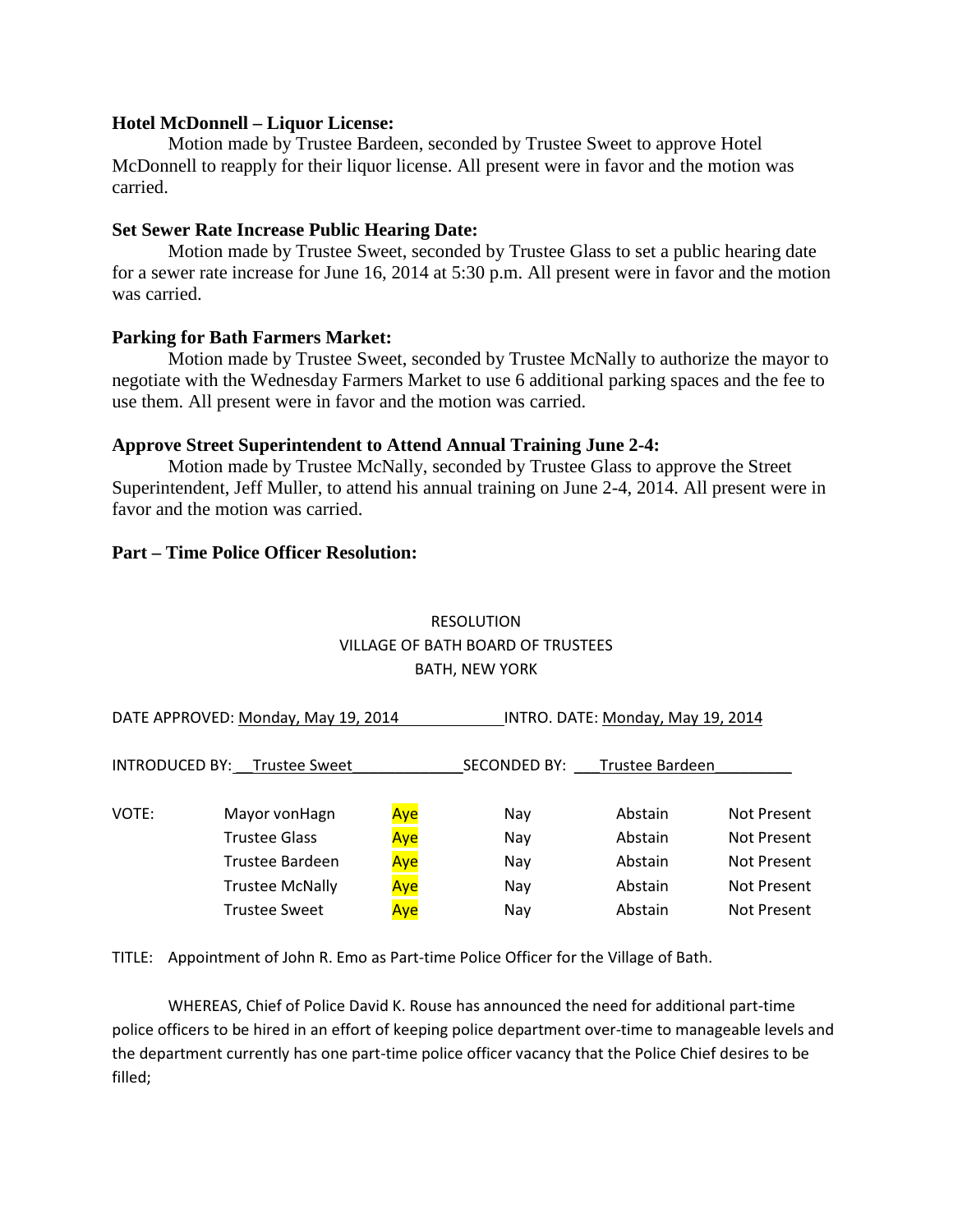**Hotel McDonnell – Liquor License:**

Motion made by Trustee Bardeen, seconded by Trustee Sweet to approve Hotel McDonnell to reapply for their liquor license. All present were in favor and the motion was carried.

**Set Sewer Rate Increase Public Hearing Date:**

Motion made by Trustee Sweet, seconded by Trustee Glass to set a public hearing date for a sewer rate increase for June 16, 2014 at 5:30 p.m. All present were in favor and the motion was carried.

**Parking for Bath Farmers Market:**

Motion made by Trustee Sweet, seconded by Trustee McNally to authorize the mayor to negotiate with the Wednesday Farmers Market to use 6 additional parking spaces and the fee to use them. All present were in favor and the motion was carried.

**Approve Street Superintendent to Attend Annual Training June 2-4:**

Motion made by Trustee McNally, seconded by Trustee Glass to approve the Street Superintendent, Jeff Muller, to attend his annual training on June 2-4, 2014. All present were in favor and the motion was carried.

**Part – Time Police Officer Resolution:**

RESOLUTION
VILLAGE OF BATH BOARD OF TRUSTEES
BATH, NEW YORK

DATE APPROVED: Monday, May 19, 2014 INTRO. DATE: Monday, May 19, 2014

INTRODUCED BY: Trustee Sweet SECONDED BY: Trustee Bardeen

| VOTE: | | | | | |
|---|---|---|---|---|---|
| | Mayor vonHagn | Aye | Nay | Abstain | Not Present |
| | Trustee Glass | Aye | Nay | Abstain | Not Present |
| | Trustee Bardeen | Aye | Nay | Abstain | Not Present |
| | Trustee McNally | Aye | Nay | Abstain | Not Present |
| | Trustee Sweet | Aye | Nay | Abstain | Not Present |

TITLE: Appointment of John R. Emo as Part-time Police Officer for the Village of Bath.

WHEREAS, Chief of Police David K. Rouse has announced the need for additional part-time police officers to be hired in an effort of keeping police department over-time to manageable levels and the department currently has one part-time police officer vacancy that the Police Chief desires to be filled;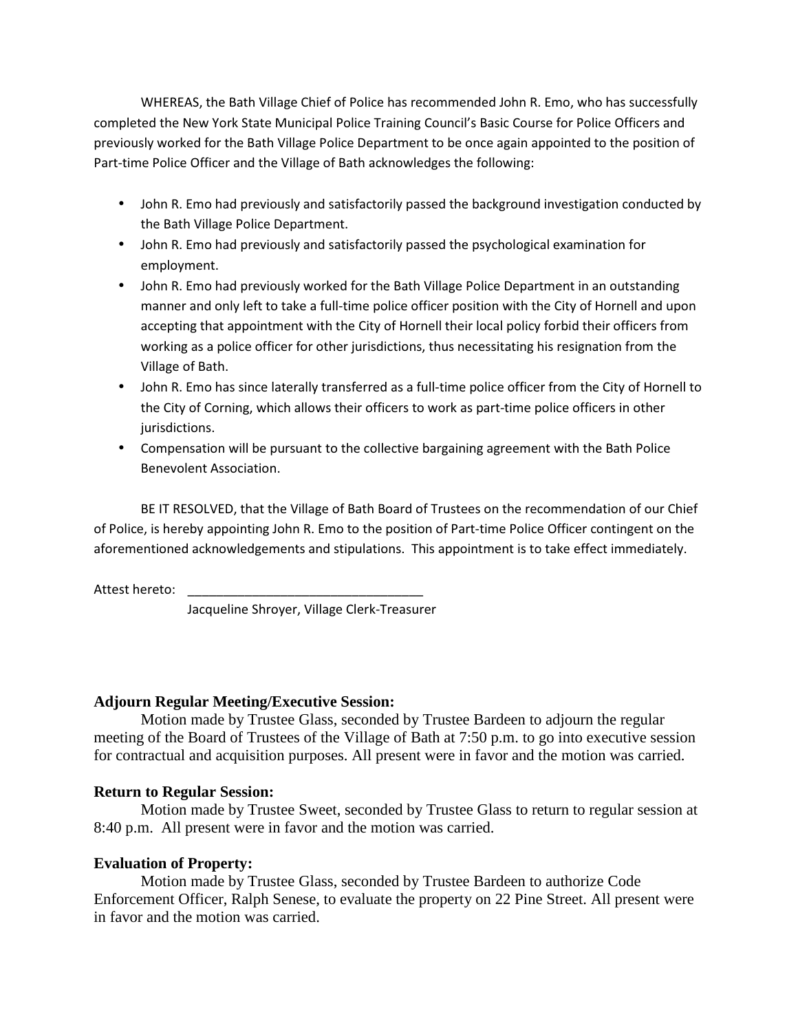WHEREAS, the Bath Village Chief of Police has recommended John R. Emo, who has successfully completed the New York State Municipal Police Training Council's Basic Course for Police Officers and previously worked for the Bath Village Police Department to be once again appointed to the position of Part-time Police Officer and the Village of Bath acknowledges the following:

- John R. Emo had previously and satisfactorily passed the background investigation conducted by the Bath Village Police Department.
- John R. Emo had previously and satisfactorily passed the psychological examination for employment.
- John R. Emo had previously worked for the Bath Village Police Department in an outstanding manner and only left to take a full-time police officer position with the City of Hornell and upon accepting that appointment with the City of Hornell their local policy forbid their officers from working as a police officer for other jurisdictions, thus necessitating his resignation from the Village of Bath.
- John R. Emo has since laterally transferred as a full-time police officer from the City of Hornell to the City of Corning, which allows their officers to work as part-time police officers in other jurisdictions.
- Compensation will be pursuant to the collective bargaining agreement with the Bath Police Benevolent Association.

BE IT RESOLVED, that the Village of Bath Board of Trustees on the recommendation of our Chief of Police, is hereby appointing John R. Emo to the position of Part-time Police Officer contingent on the aforementioned acknowledgements and stipulations. This appointment is to take effect immediately.

Attest hereto: ________________________________

Jacqueline Shroyer, Village Clerk-Treasurer

**Adjourn Regular Meeting/Executive Session:**

Motion made by Trustee Glass, seconded by Trustee Bardeen to adjourn the regular meeting of the Board of Trustees of the Village of Bath at 7:50 p.m. to go into executive session for contractual and acquisition purposes. All present were in favor and the motion was carried.

**Return to Regular Session:**

Motion made by Trustee Sweet, seconded by Trustee Glass to return to regular session at 8:40 p.m. All present were in favor and the motion was carried.

**Evaluation of Property:**

Motion made by Trustee Glass, seconded by Trustee Bardeen to authorize Code Enforcement Officer, Ralph Senese, to evaluate the property on 22 Pine Street. All present were in favor and the motion was carried.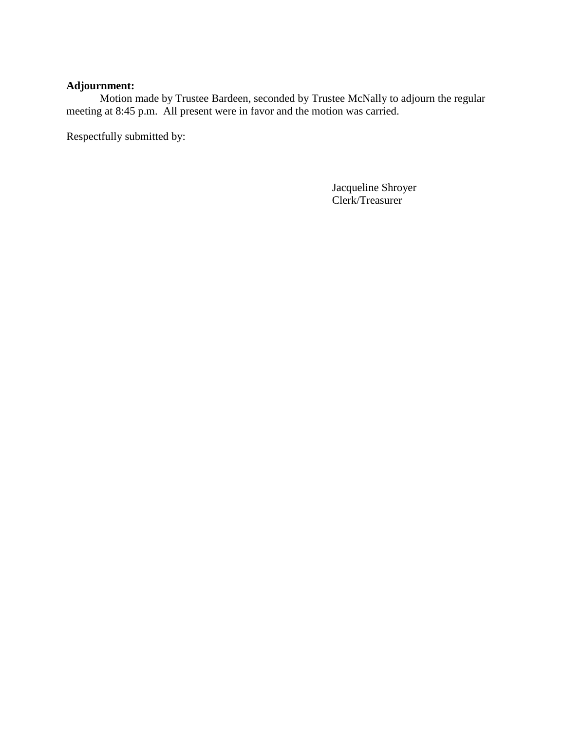**Adjournment:**

Motion made by Trustee Bardeen, seconded by Trustee McNally to adjourn the regular meeting at 8:45 p.m. All present were in favor and the motion was carried.

Respectfully submitted by:

Jacqueline Shroyer
Clerk/Treasurer